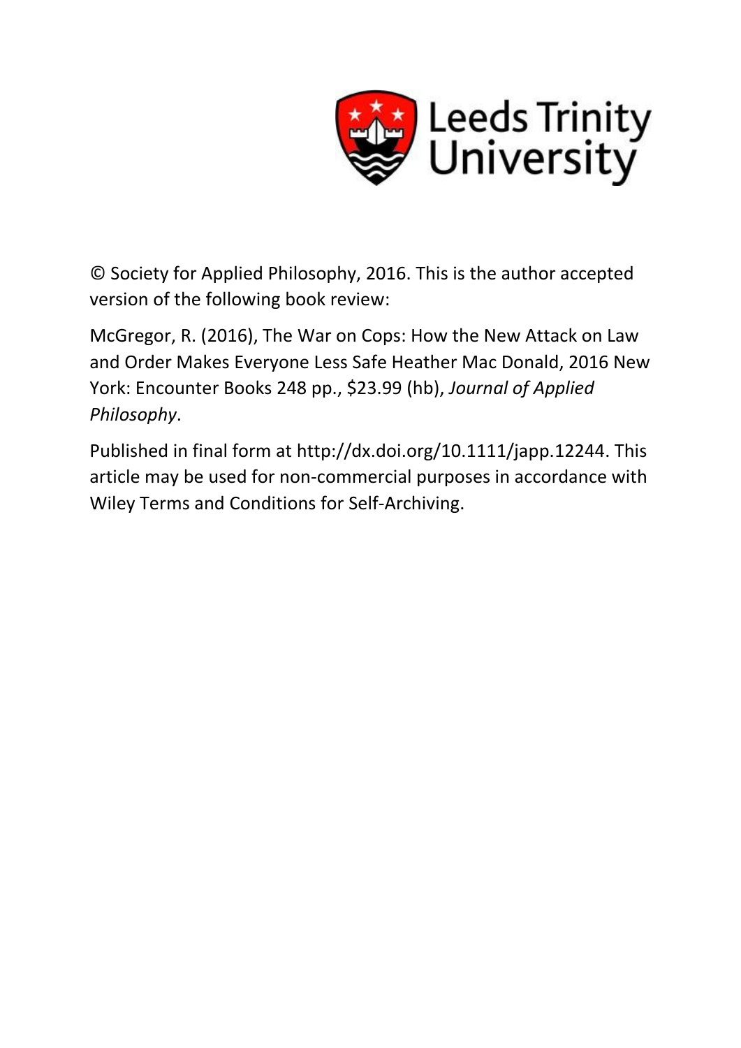Leeds Trinity University

© Society for Applied Philosophy, 2016. This is the author accepted version of the following book review:

McGregor, R. (2016), The War on Cops: How the New Attack on Law and Order Makes Everyone Less Safe Heather Mac Donald, 2016 New York: Encounter Books 248 pp., $23.99 (hb), *Journal of Applied Philosophy*.

Published in final form at http://dx.doi.org/10.1111/japp.12244. This article may be used for non-commercial purposes in accordance with Wiley Terms and Conditions for Self-Archiving.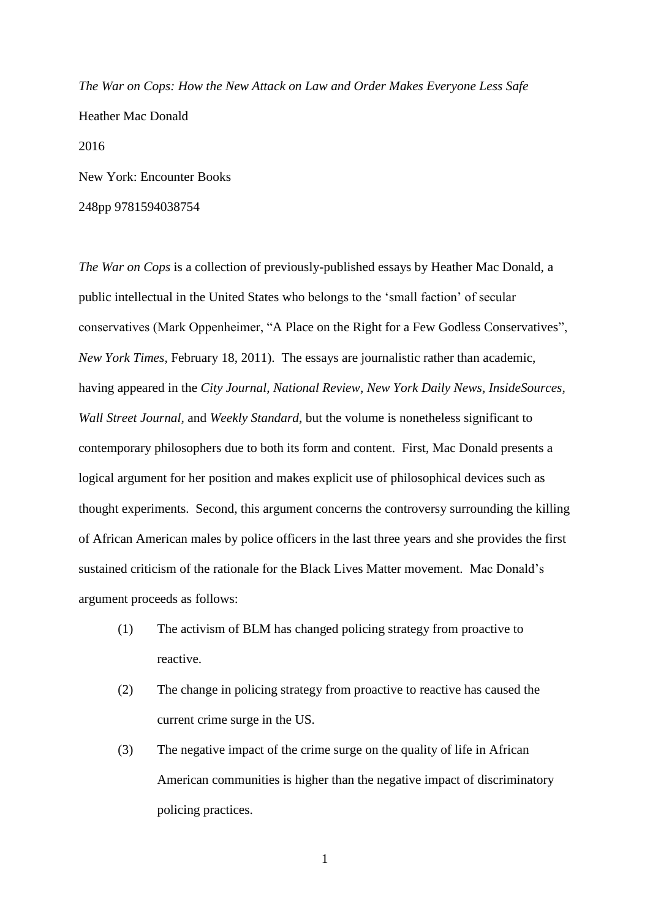*The War on Cops: How the New Attack on Law and Order Makes Everyone Less Safe*

Heather Mac Donald

2016

New York: Encounter Books

248pp 9781594038754

*The War on Cops* is a collection of previously-published essays by Heather Mac Donald, a public intellectual in the United States who belongs to the 'small faction' of secular conservatives (Mark Oppenheimer, "A Place on the Right for a Few Godless Conservatives", *New York Times*, February 18, 2011). The essays are journalistic rather than academic, having appeared in the *City Journal*, *National Review*, *New York Daily News*, *InsideSources*, *Wall Street Journal*, and *Weekly Standard*, but the volume is nonetheless significant to contemporary philosophers due to both its form and content. First, Mac Donald presents a logical argument for her position and makes explicit use of philosophical devices such as thought experiments. Second, this argument concerns the controversy surrounding the killing of African American males by police officers in the last three years and she provides the first sustained criticism of the rationale for the Black Lives Matter movement. Mac Donald's argument proceeds as follows:

(1) The activism of BLM has changed policing strategy from proactive to reactive.

(2) The change in policing strategy from proactive to reactive has caused the current crime surge in the US.

(3) The negative impact of the crime surge on the quality of life in African American communities is higher than the negative impact of discriminatory policing practices.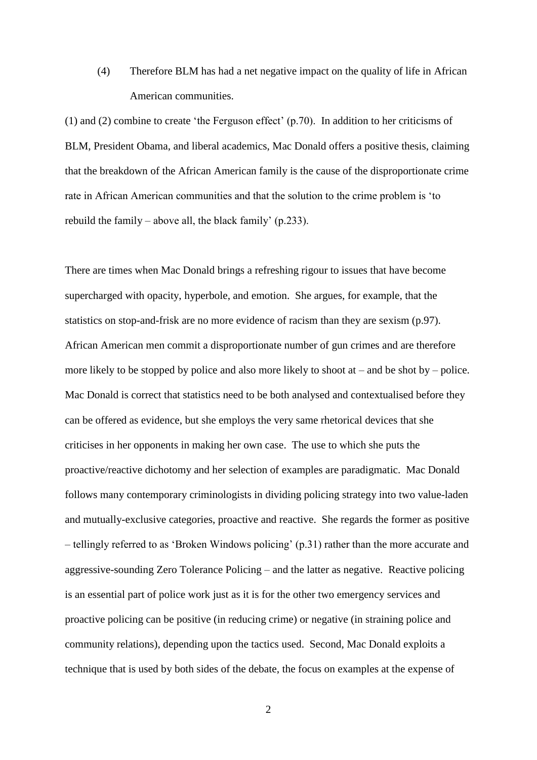(4) Therefore BLM has had a net negative impact on the quality of life in African American communities.

(1) and (2) combine to create 'the Ferguson effect' (p.70). In addition to her criticisms of BLM, President Obama, and liberal academics, Mac Donald offers a positive thesis, claiming that the breakdown of the African American family is the cause of the disproportionate crime rate in African American communities and that the solution to the crime problem is 'to rebuild the family – above all, the black family' (p.233).

There are times when Mac Donald brings a refreshing rigour to issues that have become supercharged with opacity, hyperbole, and emotion. She argues, for example, that the statistics on stop-and-frisk are no more evidence of racism than they are sexism (p.97). African American men commit a disproportionate number of gun crimes and are therefore more likely to be stopped by police and also more likely to shoot at – and be shot by – police. Mac Donald is correct that statistics need to be both analysed and contextualised before they can be offered as evidence, but she employs the very same rhetorical devices that she criticises in her opponents in making her own case. The use to which she puts the proactive/reactive dichotomy and her selection of examples are paradigmatic. Mac Donald follows many contemporary criminologists in dividing policing strategy into two value-laden and mutually-exclusive categories, proactive and reactive. She regards the former as positive – tellingly referred to as 'Broken Windows policing' (p.31) rather than the more accurate and aggressive-sounding Zero Tolerance Policing – and the latter as negative. Reactive policing is an essential part of police work just as it is for the other two emergency services and proactive policing can be positive (in reducing crime) or negative (in straining police and community relations), depending upon the tactics used. Second, Mac Donald exploits a technique that is used by both sides of the debate, the focus on examples at the expense of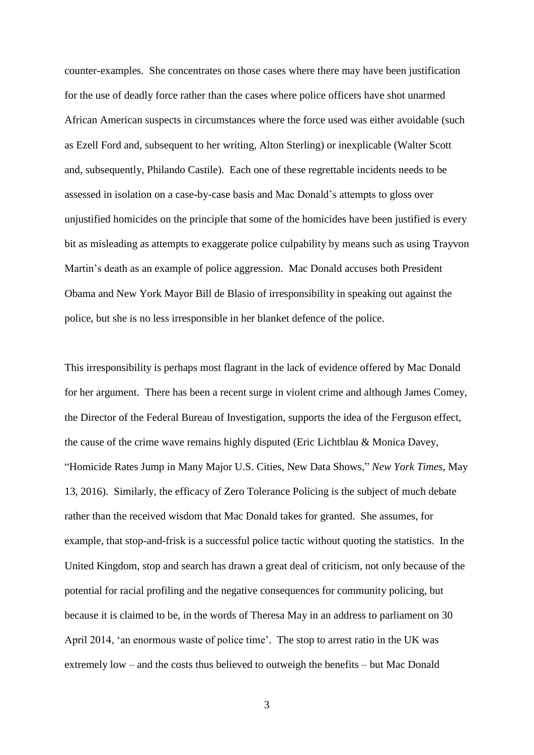counter-examples. She concentrates on those cases where there may have been justification for the use of deadly force rather than the cases where police officers have shot unarmed African American suspects in circumstances where the force used was either avoidable (such as Ezell Ford and, subsequent to her writing, Alton Sterling) or inexplicable (Walter Scott and, subsequently, Philando Castile). Each one of these regrettable incidents needs to be assessed in isolation on a case-by-case basis and Mac Donald's attempts to gloss over unjustified homicides on the principle that some of the homicides have been justified is every bit as misleading as attempts to exaggerate police culpability by means such as using Trayvon Martin's death as an example of police aggression. Mac Donald accuses both President Obama and New York Mayor Bill de Blasio of irresponsibility in speaking out against the police, but she is no less irresponsible in her blanket defence of the police.

This irresponsibility is perhaps most flagrant in the lack of evidence offered by Mac Donald for her argument. There has been a recent surge in violent crime and although James Comey, the Director of the Federal Bureau of Investigation, supports the idea of the Ferguson effect, the cause of the crime wave remains highly disputed (Eric Lichtblau & Monica Davey, "Homicide Rates Jump in Many Major U.S. Cities, New Data Shows," *New York Times*, May 13, 2016). Similarly, the efficacy of Zero Tolerance Policing is the subject of much debate rather than the received wisdom that Mac Donald takes for granted. She assumes, for example, that stop-and-frisk is a successful police tactic without quoting the statistics. In the United Kingdom, stop and search has drawn a great deal of criticism, not only because of the potential for racial profiling and the negative consequences for community policing, but because it is claimed to be, in the words of Theresa May in an address to parliament on 30 April 2014, 'an enormous waste of police time'. The stop to arrest ratio in the UK was extremely low – and the costs thus believed to outweigh the benefits – but Mac Donald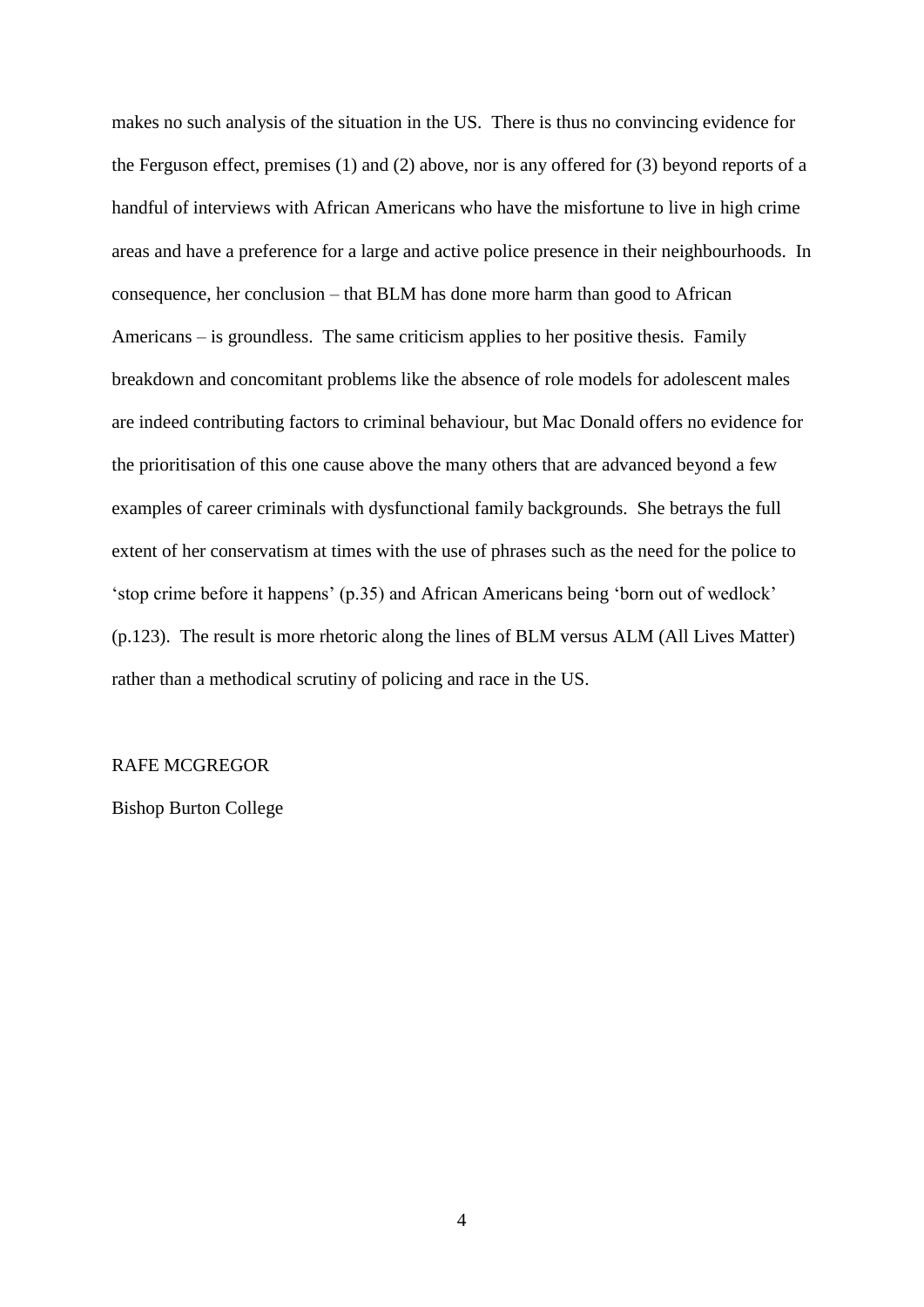makes no such analysis of the situation in the US. There is thus no convincing evidence for the Ferguson effect, premises (1) and (2) above, nor is any offered for (3) beyond reports of a handful of interviews with African Americans who have the misfortune to live in high crime areas and have a preference for a large and active police presence in their neighbourhoods. In consequence, her conclusion – that BLM has done more harm than good to African Americans – is groundless. The same criticism applies to her positive thesis. Family breakdown and concomitant problems like the absence of role models for adolescent males are indeed contributing factors to criminal behaviour, but Mac Donald offers no evidence for the prioritisation of this one cause above the many others that are advanced beyond a few examples of career criminals with dysfunctional family backgrounds. She betrays the full extent of her conservatism at times with the use of phrases such as the need for the police to 'stop crime before it happens' (p.35) and African Americans being 'born out of wedlock' (p.123). The result is more rhetoric along the lines of BLM versus ALM (All Lives Matter) rather than a methodical scrutiny of policing and race in the US.

RAFE MCGREGOR

Bishop Burton College